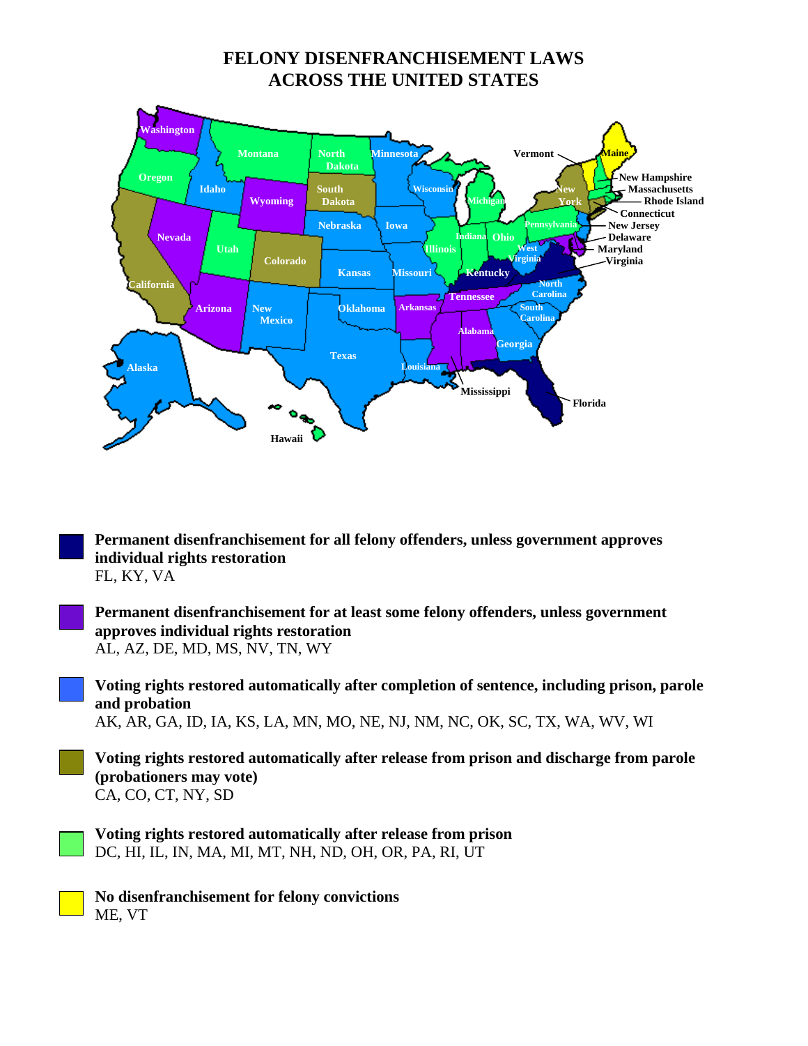# FELONY DISENFRANCHISEMENT LAWS ACROSS THE UNITED STATES

**Permanent disenfranchisement for all felony offenders, unless government approves individual rights restoration**
FL, KY, VA

**Permanent disenfranchisement for at least some felony offenders, unless government approves individual rights restoration**
AL, AZ, DE, MD, MS, NV, TN, WY

**Voting rights restored automatically after completion of sentence, including prison, parole and probation**
AK, AR, GA, ID, IA, KS, LA, MN, MO, NE, NJ, NM, NC, OK, SC, TX, WA, WV, WI

**Voting rights restored automatically after release from prison and discharge from parole (probationers may vote)**
CA, CO, CT, NY, SD

**Voting rights restored automatically after release from prison**
DC, HI, IL, IN, MA, MI, MT, NH, ND, OH, OR, PA, RI, UT

**No disenfranchisement for felony convictions**
ME, VT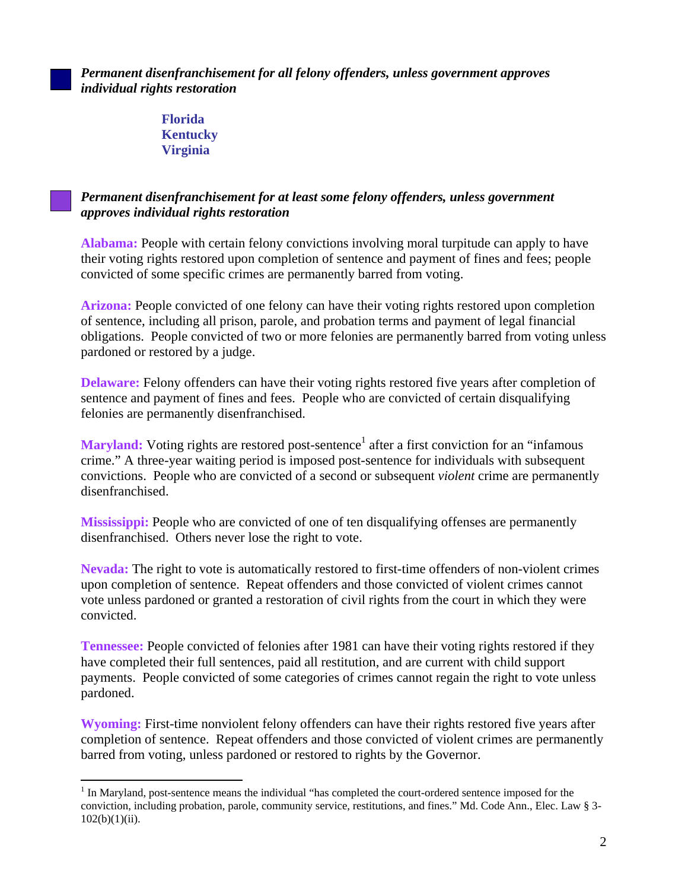***Permanent disenfranchisement for all felony offenders, unless government approves individual rights restoration***

**Florida**
**Kentucky**
**Virginia**

***Permanent disenfranchisement for at least some felony offenders, unless government approves individual rights restoration***

**Alabama:** People with certain felony convictions involving moral turpitude can apply to have their voting rights restored upon completion of sentence and payment of fines and fees; people convicted of some specific crimes are permanently barred from voting.

**Arizona:** People convicted of one felony can have their voting rights restored upon completion of sentence, including all prison, parole, and probation terms and payment of legal financial obligations. People convicted of two or more felonies are permanently barred from voting unless pardoned or restored by a judge.

**Delaware:** Felony offenders can have their voting rights restored five years after completion of sentence and payment of fines and fees. People who are convicted of certain disqualifying felonies are permanently disenfranchised.

**Maryland:** Voting rights are restored post-sentence[1] after a first conviction for an "infamous crime." A three-year waiting period is imposed post-sentence for individuals with subsequent convictions. People who are convicted of a second or subsequent *violent* crime are permanently disenfranchised.

**Mississippi:** People who are convicted of one of ten disqualifying offenses are permanently disenfranchised. Others never lose the right to vote.

**Nevada:** The right to vote is automatically restored to first-time offenders of non-violent crimes upon completion of sentence. Repeat offenders and those convicted of violent crimes cannot vote unless pardoned or granted a restoration of civil rights from the court in which they were convicted.

**Tennessee:** People convicted of felonies after 1981 can have their voting rights restored if they have completed their full sentences, paid all restitution, and are current with child support payments. People convicted of some categories of crimes cannot regain the right to vote unless pardoned.

**Wyoming:** First-time nonviolent felony offenders can have their rights restored five years after completion of sentence. Repeat offenders and those convicted of violent crimes are permanently barred from voting, unless pardoned or restored to rights by the Governor.

---

[1] In Maryland, post-sentence means the individual "has completed the court-ordered sentence imposed for the conviction, including probation, parole, community service, restitutions, and fines." Md. Code Ann., Elec. Law § 3-102(b)(1)(ii).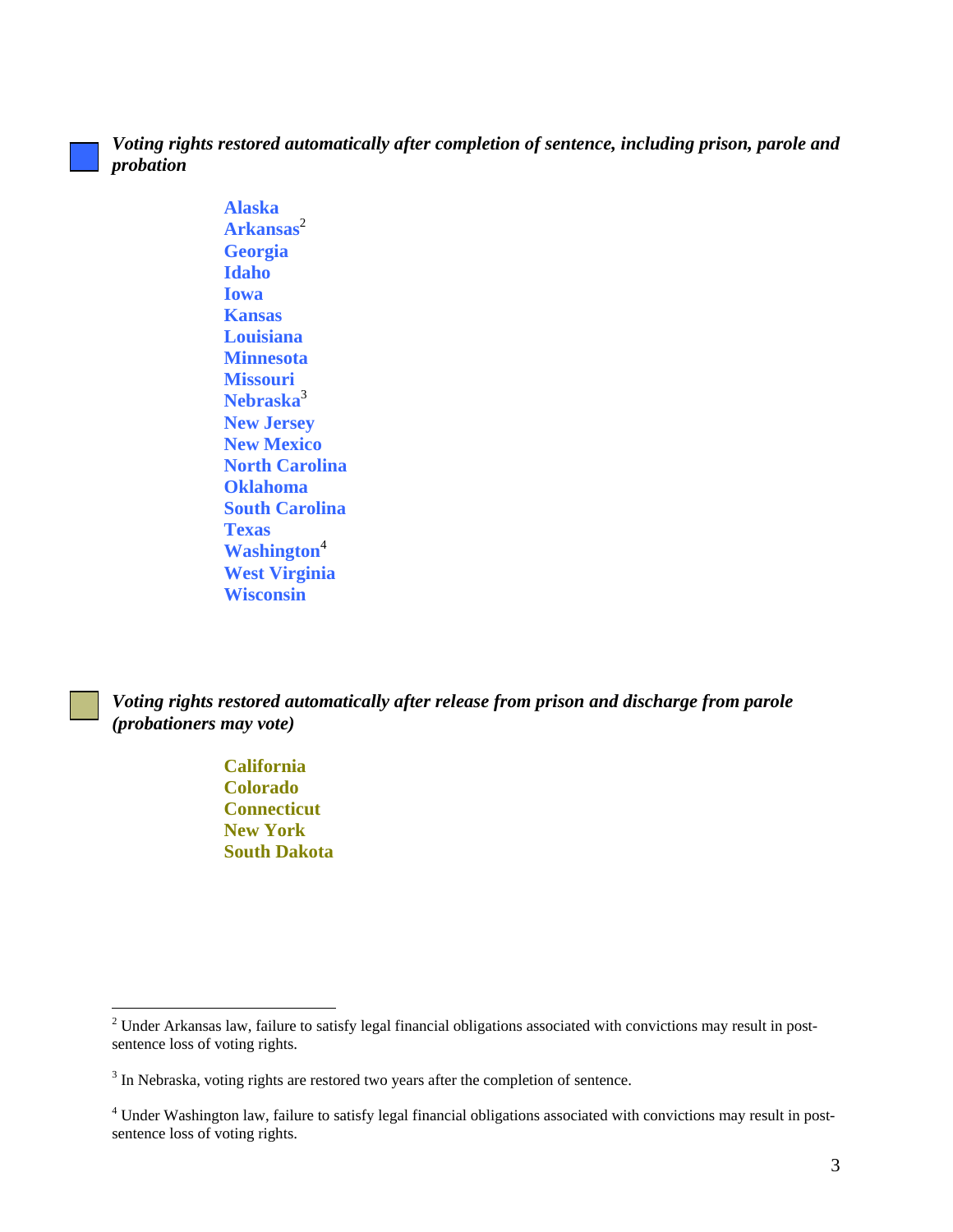***Voting rights restored automatically after completion of sentence, including prison, parole and probation***

**Alaska**
**Arkansas**[2]
**Georgia**
**Idaho**
**Iowa**
**Kansas**
**Louisiana**
**Minnesota**
**Missouri**
**Nebraska**[3]
**New Jersey**
**New Mexico**
**North Carolina**
**Oklahoma**
**South Carolina**
**Texas**
**Washington**[4]
**West Virginia**
**Wisconsin**

***Voting rights restored automatically after release from prison and discharge from parole (probationers may vote)***

**California**
**Colorado**
**Connecticut**
**New York**
**South Dakota**

---

[2] Under Arkansas law, failure to satisfy legal financial obligations associated with convictions may result in post-sentence loss of voting rights.

[3] In Nebraska, voting rights are restored two years after the completion of sentence.

[4] Under Washington law, failure to satisfy legal financial obligations associated with convictions may result in post-sentence loss of voting rights.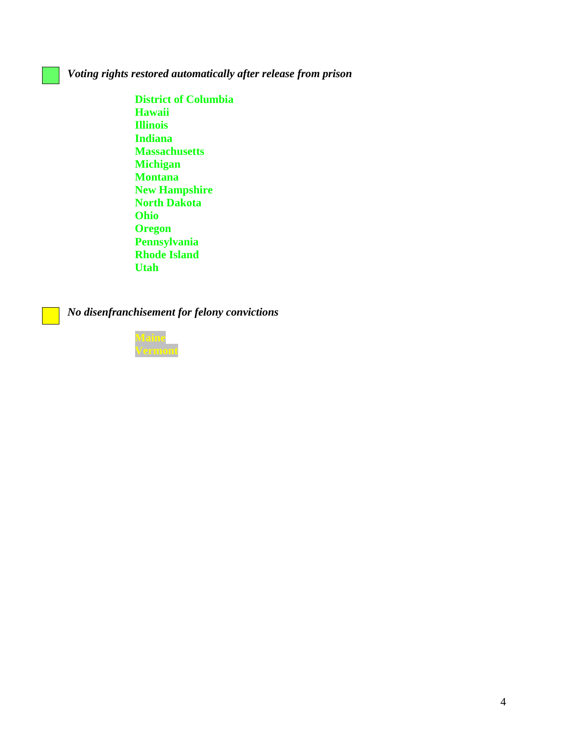*Voting rights restored automatically after release from prison*

**District of Columbia**
**Hawaii**
**Illinois**
**Indiana**
**Massachusetts**
**Michigan**
**Montana**
**New Hampshire**
**North Dakota**
**Ohio**
**Oregon**
**Pennsylvania**
**Rhode Island**
**Utah**

*No disenfranchisement for felony convictions*

**Maine**
**Vermont**